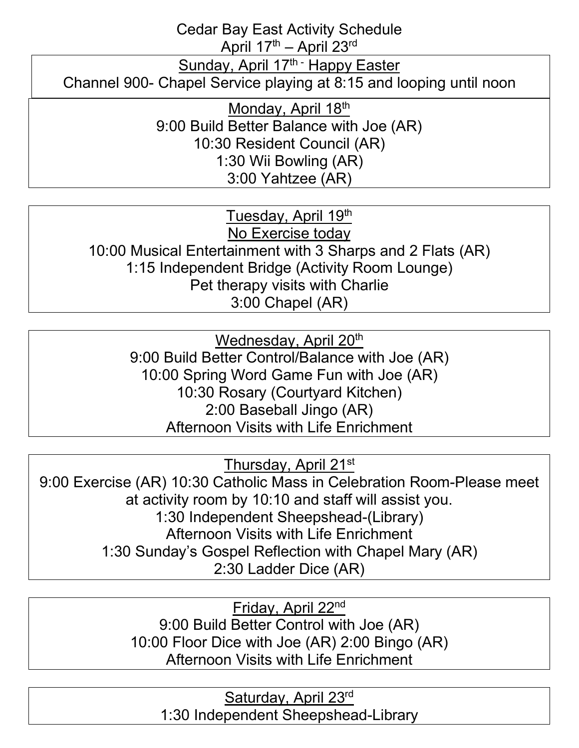# Cedar Bay East Activity Schedule
## April 17th – April 23rd

**Sunday, April 17th - Happy Easter**

Channel 900- Chapel Service playing at 8:15 and looping until noon

**Monday, April 18th**

9:00 Build Better Balance with Joe (AR)
10:30 Resident Council (AR)
1:30 Wii Bowling (AR)
3:00 Yahtzee (AR)

**Tuesday, April 19th**

No Exercise today
10:00 Musical Entertainment with 3 Sharps and 2 Flats (AR)
1:15 Independent Bridge (Activity Room Lounge)
Pet therapy visits with Charlie
3:00 Chapel (AR)

**Wednesday, April 20th**

9:00 Build Better Control/Balance with Joe (AR)
10:00 Spring Word Game Fun with Joe (AR)
10:30 Rosary (Courtyard Kitchen)
2:00 Baseball Jingo (AR)
Afternoon Visits with Life Enrichment

**Thursday, April 21st**

9:00 Exercise (AR) 10:30 Catholic Mass in Celebration Room-Please meet at activity room by 10:10 and staff will assist you.
1:30 Independent Sheepshead-(Library)
Afternoon Visits with Life Enrichment
1:30 Sunday's Gospel Reflection with Chapel Mary (AR)
2:30 Ladder Dice (AR)

**Friday, April 22nd**

9:00 Build Better Control with Joe (AR)
10:00 Floor Dice with Joe (AR) 2:00 Bingo (AR)
Afternoon Visits with Life Enrichment

**Saturday, April 23rd**

1:30 Independent Sheepshead-Library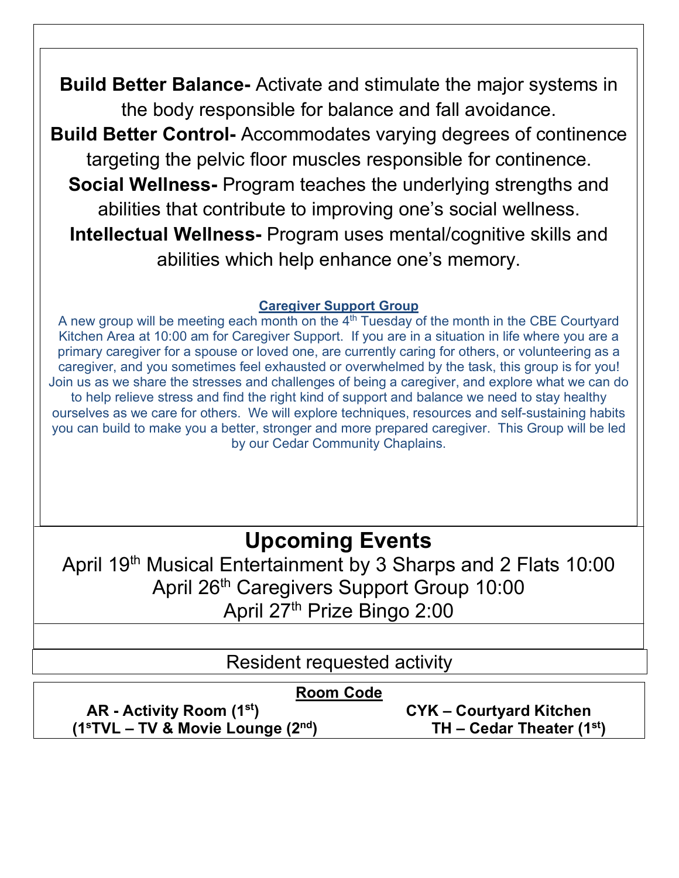**Build Better Balance-** Activate and stimulate the major systems in the body responsible for balance and fall avoidance.

**Build Better Control-** Accommodates varying degrees of continence targeting the pelvic floor muscles responsible for continence.

**Social Wellness-** Program teaches the underlying strengths and abilities that contribute to improving one's social wellness.

**Intellectual Wellness-** Program uses mental/cognitive skills and abilities which help enhance one's memory.

**Caregiver Support Group**

A new group will be meeting each month on the 4th Tuesday of the month in the CBE Courtyard Kitchen Area at 10:00 am for Caregiver Support. If you are in a situation in life where you are a primary caregiver for a spouse or loved one, are currently caring for others, or volunteering as a caregiver, and you sometimes feel exhausted or overwhelmed by the task, this group is for you! Join us as we share the stresses and challenges of being a caregiver, and explore what we can do to help relieve stress and find the right kind of support and balance we need to stay healthy ourselves as we care for others. We will explore techniques, resources and self-sustaining habits you can build to make you a better, stronger and more prepared caregiver. This Group will be led by our Cedar Community Chaplains.

## Upcoming Events

April 19th Musical Entertainment by 3 Sharps and 2 Flats 10:00

April 26th Caregivers Support Group 10:00

April 27th Prize Bingo 2:00

Resident requested activity

**Room Code**

**AR - Activity Room (1st)**

**CYK – Courtyard Kitchen**

**(1sTVL – TV & Movie Lounge (2nd)**

**TH – Cedar Theater (1st)**